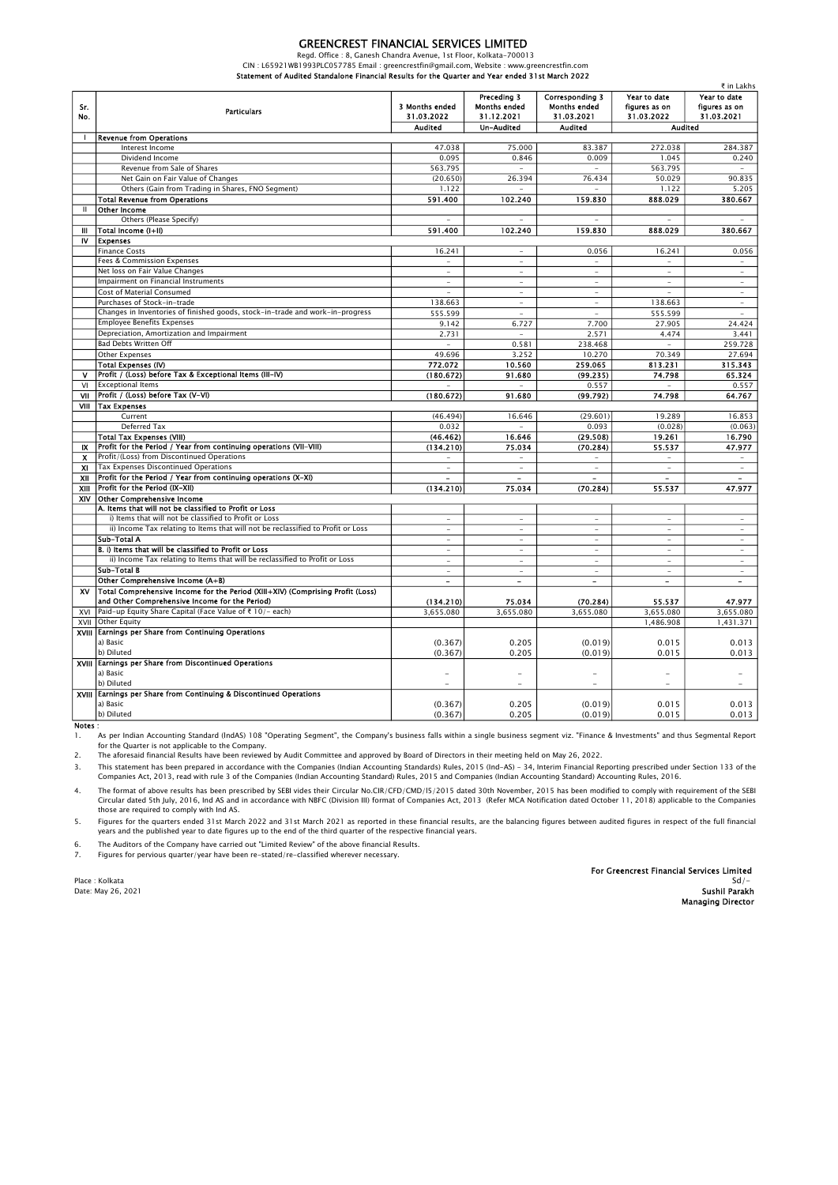# GREENCREST FINANCIAL SERVICES LIMITED

Regd. Office : 8, Ganesh Chandra Avenue, 1st Floor, Kolkata-700013

CIN : L65921WB1993PLC057785 Email : greencrestfin@gmail.com, Website : www.greencrestfin.com

**Statement of Audited Standalone Financial Results for the Quarter and Year ended 31st March 2022**

₹ in Lakhs

| Sr. No. | Particulars | 3 Months ended 31.03.2022 | Preceding 3 Months ended 31.12.2021 | Corresponding 3 Months ended 31.03.2021 | Year to date figures as on 31.03.2022 | Year to date figures as on 31.03.2021 |
|---|---|---|---|---|---|---|
| | | Audited | Un-Audited | Audited | Audited | |
| I | **Revenue from Operations** | | | | | |
| | Interest Income | 47.038 | 75.000 | 83.387 | 272.038 | 284.387 |
| | Dividend Income | 0.095 | 0.846 | 0.009 | 1.045 | 0.240 |
| | Revenue from Sale of Shares | 563.795 | - | - | 563.795 | - |
| | Net Gain on Fair Value of Changes | (20.650) | 26.394 | 76.434 | 50.029 | 90.835 |
| | Others (Gain from Trading in Shares, FNO Segment) | 1.122 | - | - | 1.122 | 5.205 |
| | **Total Revenue from Operations** | **591.400** | **102.240** | **159.830** | **888.029** | **380.667** |
| II | **Other Income** | | | | | |
| | Others (Please Specify) | - | - | - | - | - |
| III | Total Income (I+II) | **591.400** | **102.240** | **159.830** | **888.029** | **380.667** |
| IV | **Expenses** | | | | | |
| | Finance Costs | 16.241 | - | 0.056 | 16.241 | 0.056 |
| | Fees & Commission Expenses | - | - | - | - | - |
| | Net loss on Fair Value Changes | - | - | - | - | - |
| | Impairment on Financial Instruments | - | - | - | - | - |
| | Cost of Material Consumed | - | - | - | - | - |
| | Purchases of Stock-in-trade | 138.663 | - | - | 138.663 | - |
| | Changes in Inventories of finished goods, stock-in-trade and work-in-progress | 555.599 | - | - | 555.599 | - |
| | Employee Benefits Expenses | 9.142 | 6.727 | 7.700 | 27.905 | 24.424 |
| | Depreciation, Amortization and Impairment | 2.731 | - | 2.571 | 4.474 | 3.441 |
| | Bad Debts Written Off | - | 0.581 | 238.468 | - | 259.728 |
| | Other Expenses | 49.696 | 3.252 | 10.270 | 70.349 | 27.694 |
| | **Total Expenses (IV)** | **772.072** | **10.560** | **259.065** | **813.231** | **315.343** |
| V | **Profit / (Loss) before Tax & Exceptional Items (III-IV)** | **(180.672)** | **91.680** | **(99.235)** | **74.798** | **65.324** |
| VI | Exceptional Items | - | - | 0.557 | - | 0.557 |
| VII | **Profit / (Loss) before Tax (V-VI)** | **(180.672)** | **91.680** | **(99.792)** | **74.798** | **64.767** |
| VIII | **Tax Expenses** | | | | | |
| | Current | (46.494) | 16.646 | (29.601) | 19.289 | 16.853 |
| | Deferred Tax | 0.032 | - | 0.093 | (0.028) | (0.063) |
| | **Total Tax Expenses (VIII)** | **(46.462)** | **16.646** | **(29.508)** | **19.261** | **16.790** |
| IX | **Profit for the Period / Year from continuing operations (VII-VIII)** | **(134.210)** | **75.034** | **(70.284)** | **55.537** | **47.977** |
| X | Profit/(Loss) from Discontinued Operations | - | - | - | - | - |
| XI | Tax Expenses Discontinued Operations | - | - | - | - | - |
| XII | **Profit for the Period / Year from continuing operations (X-XI)** | - | - | - | - | - |
| XIII | **Profit for the Period (IX-XII)** | **(134.210)** | **75.034** | **(70.284)** | **55.537** | **47.977** |
| XIV | **Other Comprehensive Income** | | | | | |
| | **A. Items that will not be classified to Profit or Loss** | | | | | |
| | i) Items that will not be classified to Profit or Loss | - | - | - | - | - |
| | ii) Income Tax relating to Items that will not be reclassified to Profit or Loss | - | - | - | - | - |
| | **Sub-Total A** | - | - | - | - | - |
| | **B. i) Items that will be classified to Profit or Loss** | - | - | - | - | - |
| | ii) Income Tax relating to Items that will be reclassified to Profit or Loss | - | - | - | - | - |
| | **Sub-Total B** | - | - | - | - | - |
| | **Other Comprehensive Income (A+B)** | - | - | - | - | - |
| XV | **Total Comprehensive Income for the Period (XIII+XIV) (Comprising Profit (Loss) and Other Comprehensive Income for the Period)** | **(134.210)** | **75.034** | **(70.284)** | **55.537** | **47.977** |
| XVI | Paid-up Equity Share Capital (Face Value of ₹ 10/- each) | 3,655.080 | 3,655.080 | 3,655.080 | 3,655.080 | 3,655.080 |
| XVII | Other Equity | | | | 1,486.908 | 1,431.371 |
| XVIII | **Earnings per Share from Continuing Operations** | | | | | |
| | a) Basic | (0.367) | 0.205 | (0.019) | 0.015 | 0.013 |
| | b) Diluted | (0.367) | 0.205 | (0.019) | 0.015 | 0.013 |
| XVIII | **Earnings per Share from Discontinued Operations** | | | | | |
| | a) Basic | - | - | - | - | - |
| | b) Diluted | - | - | - | - | - |
| XVIII | **Earnings per Share from Continuing & Discontinued Operations** | | | | | |
| | a) Basic | (0.367) | 0.205 | (0.019) | 0.015 | 0.013 |
| | b) Diluted | (0.367) | 0.205 | (0.019) | 0.015 | 0.013 |

**Notes :**

1. As per Indian Accounting Standard (IndAS) 108 "Operating Segment", the Company's business falls within a single business segment viz. "Finance & Investments" and thus Segmental Report for the Quarter is not applicable to the Company.
2. The aforesaid financial Results have been reviewed by Audit Committee and approved by Board of Directors in their meeting held on May 26, 2022.
3. This statement has been prepared in accordance with the Companies (Indian Accounting Standards) Rules, 2015 (Ind-AS) - 34, Interim Financial Reporting prescribed under Section 133 of the Companies Act, 2013, read with rule 3 of the Companies (Indian Accounting Standard) Rules, 2015 and Companies (Indian Accounting Standard) Accounting Rules, 2016.
4. The format of above results has been prescribed by SEBI vides their Circular No.CIR/CFD/CMD/15/2015 dated 30th November, 2015 has been modified to comply with requirement of the SEBI Circular dated 5th July, 2016, Ind AS and in accordance with NBFC (Division III) format of Companies Act, 2013 (Refer MCA Notification dated October 11, 2018) applicable to the Companies those are required to comply with Ind AS.
5. Figures for the quarters ended 31st March 2022 and 31st March 2021 as reported in these financial results, are the balancing figures between audited figures in respect of the full financial years and the published year to date figures up to the end of the third quarter of the respective financial years.
6. The Auditors of the Company have carried out "Limited Review" of the above financial Results.
7. Figures for pervious quarter/year have been re-stated/re-classified wherever necessary.

**For Greencrest Financial Services Limited**

Sd/-

**Sushil Parakh**

**Managing Director**

Place : Kolkata

Date: May 26, 2021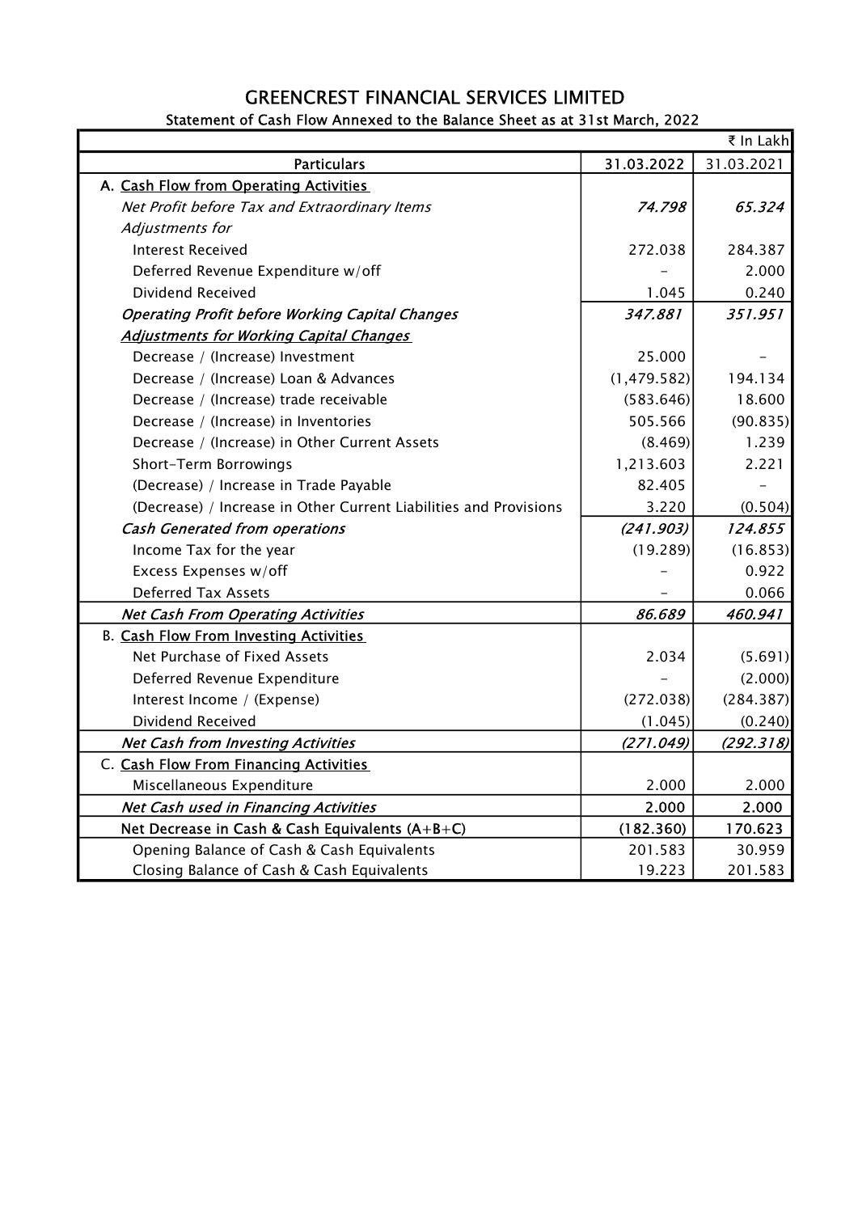# GREENCREST FINANCIAL SERVICES LIMITED

## Statement of Cash Flow Annexed to the Balance Sheet as at 31st March, 2022

| | | ₹ In Lakh |
|---|---|---|
| **Particulars** | **31.03.2022** | **31.03.2021** |
| A. Cash Flow from Operating Activities | | |
| *Net Profit before Tax and Extraordinary Items* | *74.798* | *65.324* |
| *Adjustments for* | | |
| Interest Received | 272.038 | 284.387 |
| Deferred Revenue Expenditure w/off | - | 2.000 |
| Dividend Received | 1.045 | 0.240 |
| *Operating Profit before Working Capital Changes* | *347.881* | *351.951* |
| *Adjustments for Working Capital Changes* | | |
| Decrease / (Increase) Investment | 25.000 | - |
| Decrease / (Increase) Loan & Advances | (1,479.582) | 194.134 |
| Decrease / (Increase) trade receivable | (583.646) | 18.600 |
| Decrease / (Increase) in Inventories | 505.566 | (90.835) |
| Decrease / (Increase) in Other Current Assets | (8.469) | 1.239 |
| Short-Term Borrowings | 1,213.603 | 2.221 |
| (Decrease) / Increase in Trade Payable | 82.405 | - |
| (Decrease) / Increase in Other Current Liabilities and Provisions | 3.220 | (0.504) |
| *Cash Generated from operations* | *(241.903)* | *124.855* |
| Income Tax for the year | (19.289) | (16.853) |
| Excess Expenses w/off | - | 0.922 |
| Deferred Tax Assets | - | 0.066 |
| *Net Cash From Operating Activities* | *86.689* | *460.941* |
| B. Cash Flow From Investing Activities | | |
| Net Purchase of Fixed Assets | 2.034 | (5.691) |
| Deferred Revenue Expenditure | - | (2.000) |
| Interest Income / (Expense) | (272.038) | (284.387) |
| Dividend Received | (1.045) | (0.240) |
| *Net Cash from Investing Activities* | *(271.049)* | *(292.318)* |
| C. Cash Flow From Financing Activities | | |
| Miscellaneous Expenditure | 2.000 | 2.000 |
| *Net Cash used in Financing Activities* | 2.000 | 2.000 |
| Net Decrease in Cash & Cash Equivalents (A+B+C) | (182.360) | 170.623 |
| Opening Balance of Cash & Cash Equivalents | 201.583 | 30.959 |
| Closing Balance of Cash & Cash Equivalents | 19.223 | 201.583 |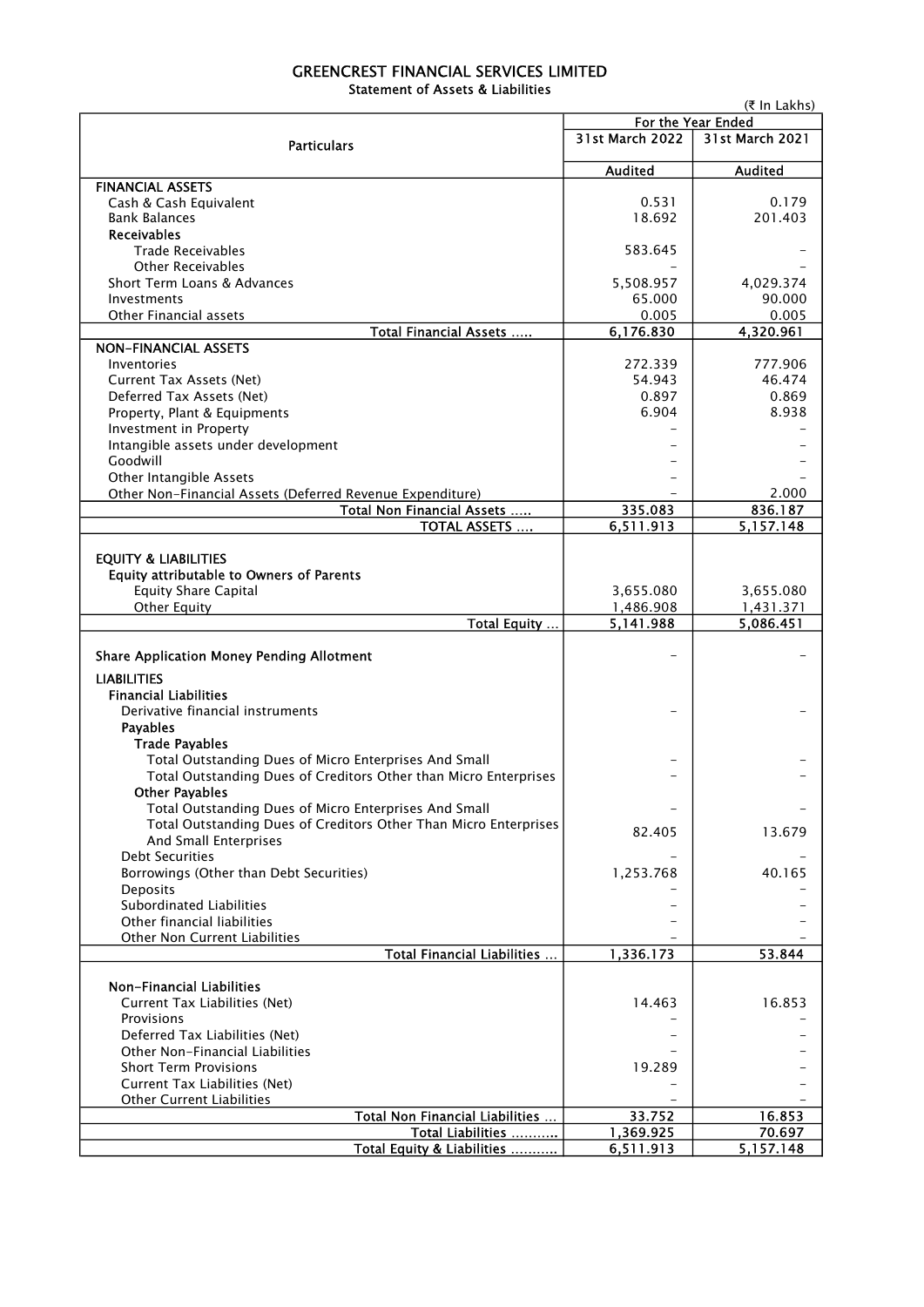# GREENCREST FINANCIAL SERVICES LIMITED

**Statement of Assets & Liabilities**

(₹ In Lakhs)

| Particulars | For the Year Ended 31st March 2022 | For the Year Ended 31st March 2021 |
|---|---|---|
| | Audited | Audited |
| **FINANCIAL ASSETS** | | |
| Cash & Cash Equivalent | 0.531 | 0.179 |
| Bank Balances | 18.692 | 201.403 |
| **Receivables** | | |
| Trade Receivables | 583.645 | - |
| Other Receivables | - | - |
| Short Term Loans & Advances | 5,508.957 | 4,029.374 |
| Investments | 65.000 | 90.000 |
| Other Financial assets | 0.005 | 0.005 |
| Total Financial Assets ..... | 6,176.830 | 4,320.961 |
| **NON-FINANCIAL ASSETS** | | |
| Inventories | 272.339 | 777.906 |
| Current Tax Assets (Net) | 54.943 | 46.474 |
| Deferred Tax Assets (Net) | 0.897 | 0.869 |
| Property, Plant & Equipments | 6.904 | 8.938 |
| Investment in Property | - | - |
| Intangible assets under development | - | - |
| Goodwill | - | - |
| Other Intangible Assets | - | - |
| Other Non-Financial Assets (Deferred Revenue Expenditure) | - | 2.000 |
| Total Non Financial Assets ..... | 335.083 | 836.187 |
| TOTAL ASSETS .... | 6,511.913 | 5,157.148 |
| | | |
| **EQUITY & LIABILITIES** | | |
| **Equity attributable to Owners of Parents** | | |
| Equity Share Capital | 3,655.080 | 3,655.080 |
| Other Equity | 1,486.908 | 1,431.371 |
| Total Equity ... | 5,141.988 | 5,086.451 |
| | | |
| **Share Application Money Pending Allotment** | - | - |
| **LIABILITIES** | | |
| **Financial Liabilities** | | |
| Derivative financial instruments | - | - |
| **Payables** | | |
| **Trade Payables** | | |
| Total Outstanding Dues of Micro Enterprises And Small | - | - |
| Total Outstanding Dues of Creditors Other than Micro Enterprises | - | - |
| **Other Payables** | | |
| Total Outstanding Dues of Micro Enterprises And Small | - | - |
| Total Outstanding Dues of Creditors Other Than Micro Enterprises And Small Enterprises | 82.405 | 13.679 |
| Debt Securities | - | - |
| Borrowings (Other than Debt Securities) | 1,253.768 | 40.165 |
| Deposits | - | - |
| Subordinated Liabilities | - | - |
| Other financial liabilities | - | - |
| Other Non Current Liabilities | - | - |
| Total Financial Liabilities ... | 1,336.173 | 53.844 |
| | | |
| **Non-Financial Liabilities** | | |
| Current Tax Liabilities (Net) | 14.463 | 16.853 |
| Provisions | - | - |
| Deferred Tax Liabilities (Net) | - | - |
| Other Non-Financial Liabilities | - | - |
| Short Term Provisions | 19.289 | - |
| Current Tax Liabilities (Net) | - | - |
| Other Current Liabilities | - | - |
| Total Non Financial Liabilities ... | 33.752 | 16.853 |
| Total Liabilities ........... | 1,369.925 | 70.697 |
| Total Equity & Liabilities ........... | 6,511.913 | 5,157.148 |